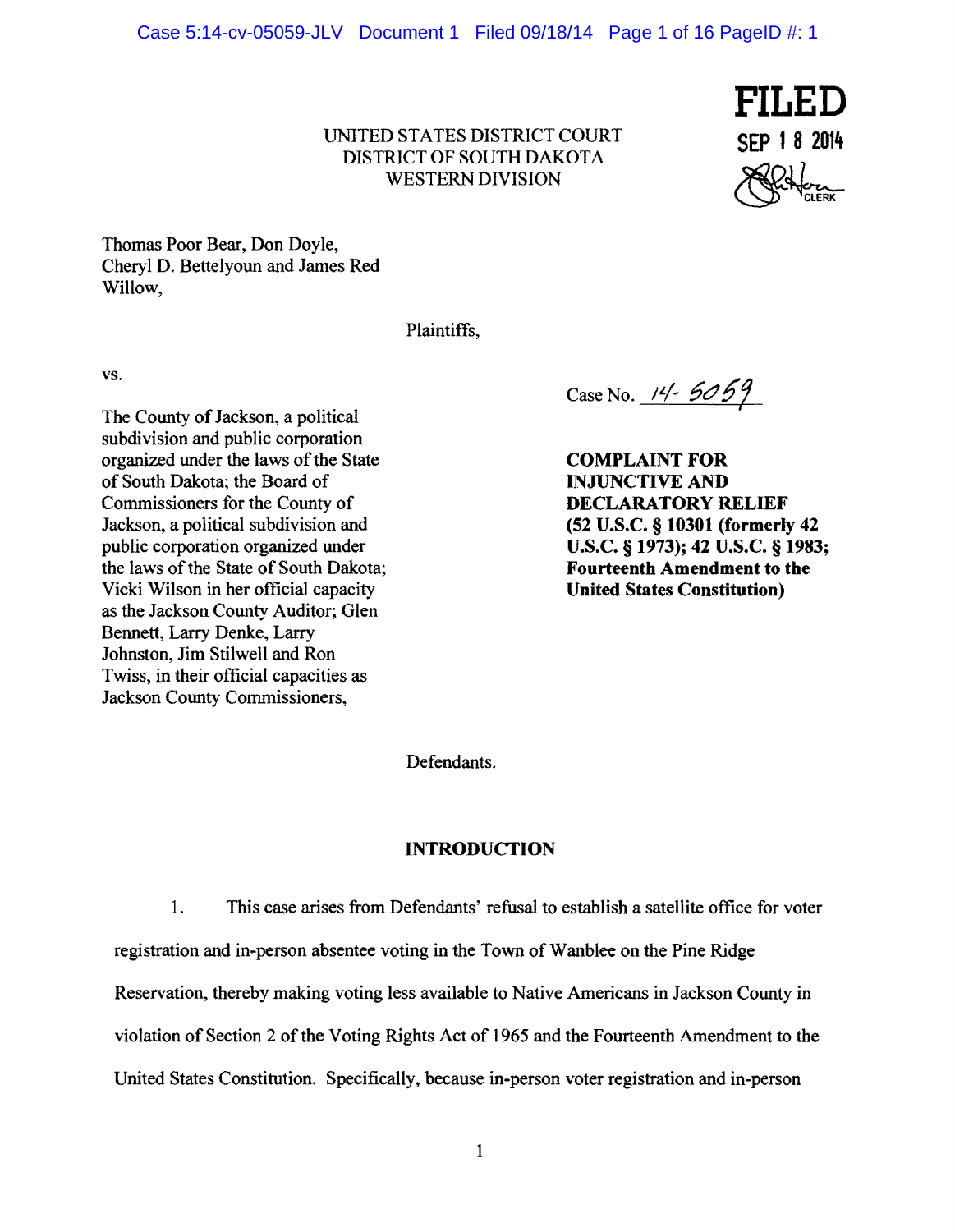UNITED STATES DISTRICT COURT
DISTRICT OF SOUTH DAKOTA
WESTERN DIVISION

**FILED**
**SEP 1 8 2014**
CLERK

Thomas Poor Bear, Don Doyle, Cheryl D. Bettelyoun and James Red Willow,

Plaintiffs,

vs.

The County of Jackson, a political subdivision and public corporation organized under the laws of the State of South Dakota; the Board of Commissioners for the County of Jackson, a political subdivision and public corporation organized under the laws of the State of South Dakota; Vicki Wilson in her official capacity as the Jackson County Auditor; Glen Bennett, Larry Denke, Larry Johnston, Jim Stilwell and Ron Twiss, in their official capacities as Jackson County Commissioners,

Defendants.

Case No. 14-5059

**COMPLAINT FOR INJUNCTIVE AND DECLARATORY RELIEF (52 U.S.C. § 10301 (formerly 42 U.S.C. § 1973); 42 U.S.C. § 1983; Fourteenth Amendment to the United States Constitution)**

## INTRODUCTION

1. This case arises from Defendants' refusal to establish a satellite office for voter registration and in-person absentee voting in the Town of Wanblee on the Pine Ridge Reservation, thereby making voting less available to Native Americans in Jackson County in violation of Section 2 of the Voting Rights Act of 1965 and the Fourteenth Amendment to the United States Constitution. Specifically, because in-person voter registration and in-person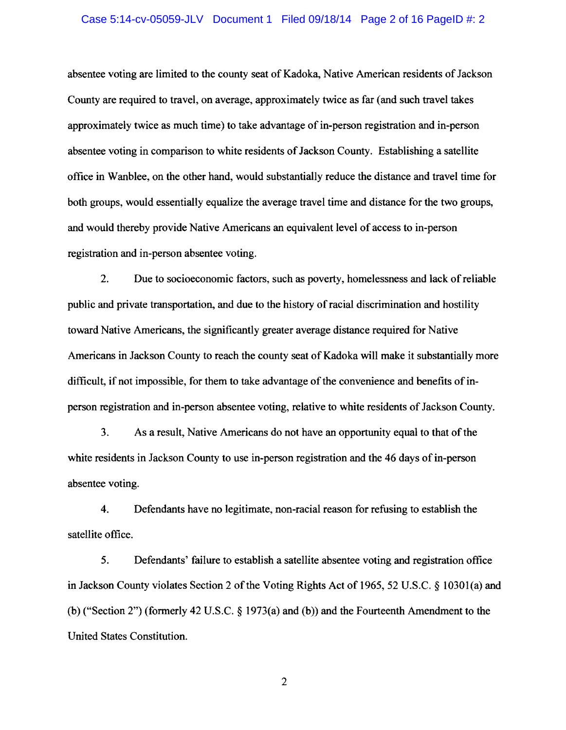absentee voting are limited to the county seat of Kadoka, Native American residents of Jackson County are required to travel, on average, approximately twice as far (and such travel takes approximately twice as much time) to take advantage of in-person registration and in-person absentee voting in comparison to white residents of Jackson County. Establishing a satellite office in Wanblee, on the other hand, would substantially reduce the distance and travel time for both groups, would essentially equalize the average travel time and distance for the two groups, and would thereby provide Native Americans an equivalent level of access to in-person registration and in-person absentee voting.

2. Due to socioeconomic factors, such as poverty, homelessness and lack of reliable public and private transportation, and due to the history of racial discrimination and hostility toward Native Americans, the significantly greater average distance required for Native Americans in Jackson County to reach the county seat of Kadoka will make it substantially more difficult, if not impossible, for them to take advantage of the convenience and benefits of in-person registration and in-person absentee voting, relative to white residents of Jackson County.

3. As a result, Native Americans do not have an opportunity equal to that of the white residents in Jackson County to use in-person registration and the 46 days of in-person absentee voting.

4. Defendants have no legitimate, non-racial reason for refusing to establish the satellite office.

5. Defendants' failure to establish a satellite absentee voting and registration office in Jackson County violates Section 2 of the Voting Rights Act of 1965, 52 U.S.C. § 10301(a) and (b) ("Section 2") (formerly 42 U.S.C. § 1973(a) and (b)) and the Fourteenth Amendment to the United States Constitution.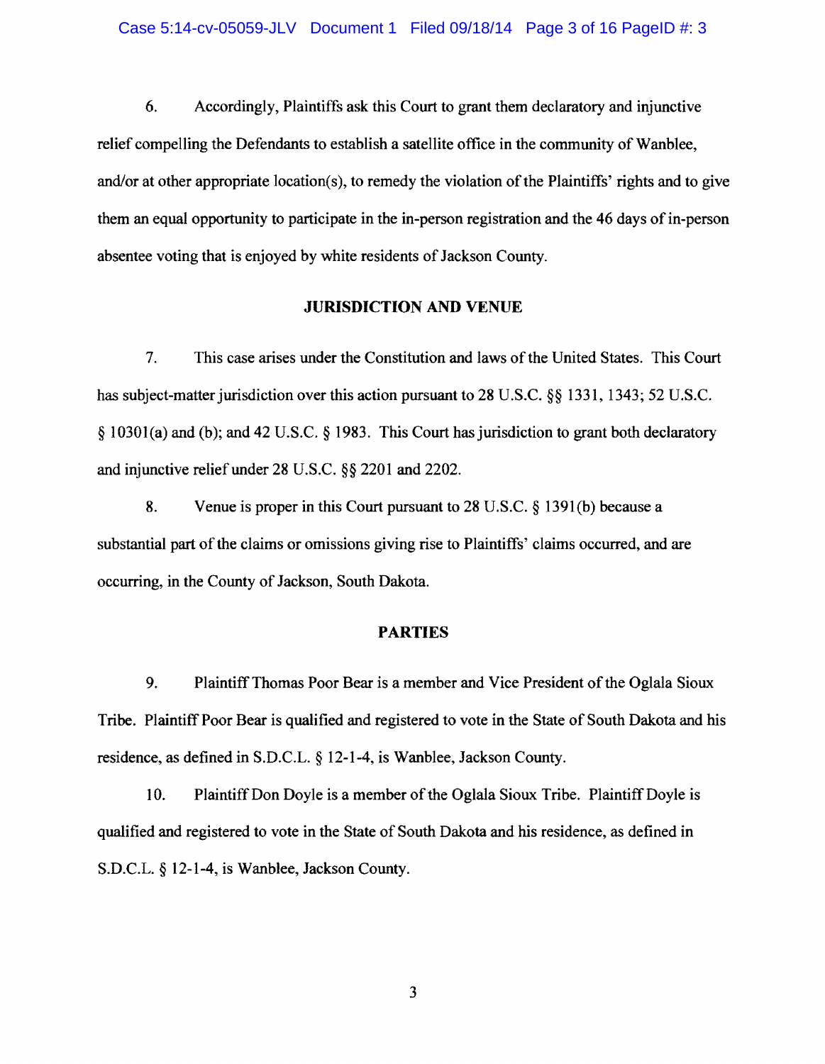6. Accordingly, Plaintiffs ask this Court to grant them declaratory and injunctive relief compelling the Defendants to establish a satellite office in the community of Wanblee, and/or at other appropriate location(s), to remedy the violation of the Plaintiffs' rights and to give them an equal opportunity to participate in the in-person registration and the 46 days of in-person absentee voting that is enjoyed by white residents of Jackson County.

## JURISDICTION AND VENUE

7. This case arises under the Constitution and laws of the United States. This Court has subject-matter jurisdiction over this action pursuant to 28 U.S.C. §§ 1331, 1343; 52 U.S.C. § 10301(a) and (b); and 42 U.S.C. § 1983. This Court has jurisdiction to grant both declaratory and injunctive relief under 28 U.S.C. §§ 2201 and 2202.

8. Venue is proper in this Court pursuant to 28 U.S.C. § 1391(b) because a substantial part of the claims or omissions giving rise to Plaintiffs' claims occurred, and are occurring, in the County of Jackson, South Dakota.

## PARTIES

9. Plaintiff Thomas Poor Bear is a member and Vice President of the Oglala Sioux Tribe. Plaintiff Poor Bear is qualified and registered to vote in the State of South Dakota and his residence, as defined in S.D.C.L. § 12-1-4, is Wanblee, Jackson County.

10. Plaintiff Don Doyle is a member of the Oglala Sioux Tribe. Plaintiff Doyle is qualified and registered to vote in the State of South Dakota and his residence, as defined in S.D.C.L. § 12-1-4, is Wanblee, Jackson County.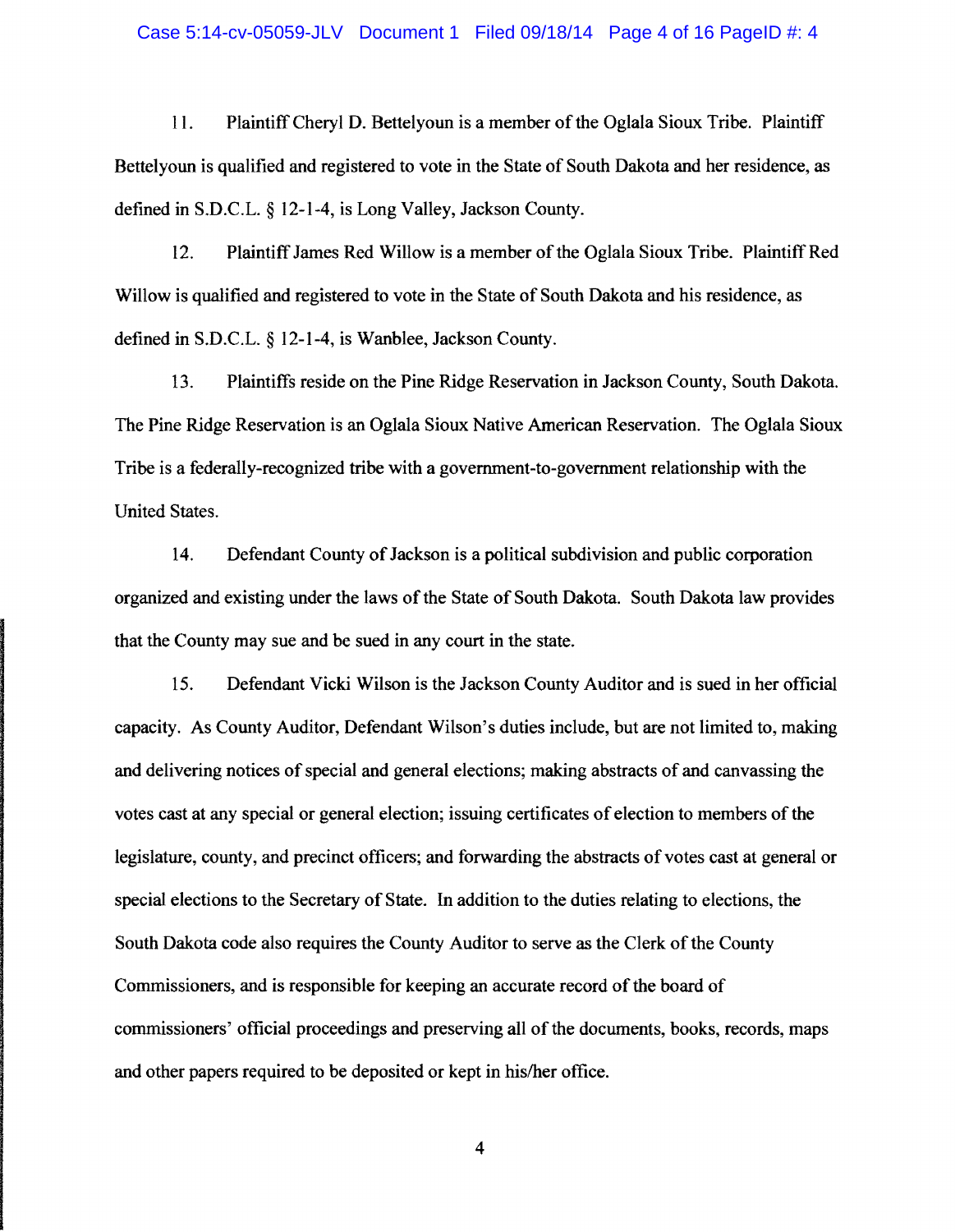11. Plaintiff Cheryl D. Bettelyoun is a member of the Oglala Sioux Tribe. Plaintiff Bettelyoun is qualified and registered to vote in the State of South Dakota and her residence, as defined in S.D.C.L. § 12-1-4, is Long Valley, Jackson County.

12. Plaintiff James Red Willow is a member of the Oglala Sioux Tribe. Plaintiff Red Willow is qualified and registered to vote in the State of South Dakota and his residence, as defined in S.D.C.L. § 12-1-4, is Wanblee, Jackson County.

13. Plaintiffs reside on the Pine Ridge Reservation in Jackson County, South Dakota. The Pine Ridge Reservation is an Oglala Sioux Native American Reservation. The Oglala Sioux Tribe is a federally-recognized tribe with a government-to-government relationship with the United States.

14. Defendant County of Jackson is a political subdivision and public corporation organized and existing under the laws of the State of South Dakota. South Dakota law provides that the County may sue and be sued in any court in the state.

15. Defendant Vicki Wilson is the Jackson County Auditor and is sued in her official capacity. As County Auditor, Defendant Wilson's duties include, but are not limited to, making and delivering notices of special and general elections; making abstracts of and canvassing the votes cast at any special or general election; issuing certificates of election to members of the legislature, county, and precinct officers; and forwarding the abstracts of votes cast at general or special elections to the Secretary of State. In addition to the duties relating to elections, the South Dakota code also requires the County Auditor to serve as the Clerk of the County Commissioners, and is responsible for keeping an accurate record of the board of commissioners' official proceedings and preserving all of the documents, books, records, maps and other papers required to be deposited or kept in his/her office.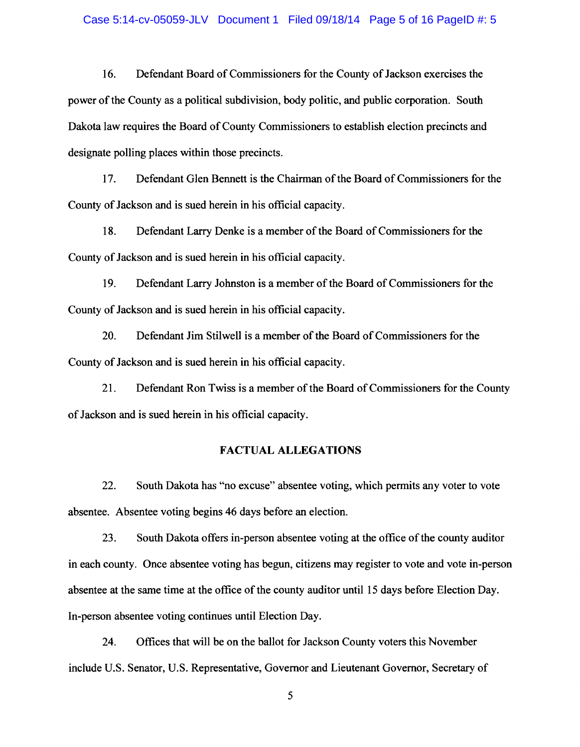16. Defendant Board of Commissioners for the County of Jackson exercises the power of the County as a political subdivision, body politic, and public corporation. South Dakota law requires the Board of County Commissioners to establish election precincts and designate polling places within those precincts.

17. Defendant Glen Bennett is the Chairman of the Board of Commissioners for the County of Jackson and is sued herein in his official capacity.

18. Defendant Larry Denke is a member of the Board of Commissioners for the County of Jackson and is sued herein in his official capacity.

19. Defendant Larry Johnston is a member of the Board of Commissioners for the County of Jackson and is sued herein in his official capacity.

20. Defendant Jim Stilwell is a member of the Board of Commissioners for the County of Jackson and is sued herein in his official capacity.

21. Defendant Ron Twiss is a member of the Board of Commissioners for the County of Jackson and is sued herein in his official capacity.

## FACTUAL ALLEGATIONS

22. South Dakota has "no excuse" absentee voting, which permits any voter to vote absentee. Absentee voting begins 46 days before an election.

23. South Dakota offers in-person absentee voting at the office of the county auditor in each county. Once absentee voting has begun, citizens may register to vote and vote in-person absentee at the same time at the office of the county auditor until 15 days before Election Day. In-person absentee voting continues until Election Day.

24. Offices that will be on the ballot for Jackson County voters this November include U.S. Senator, U.S. Representative, Governor and Lieutenant Governor, Secretary of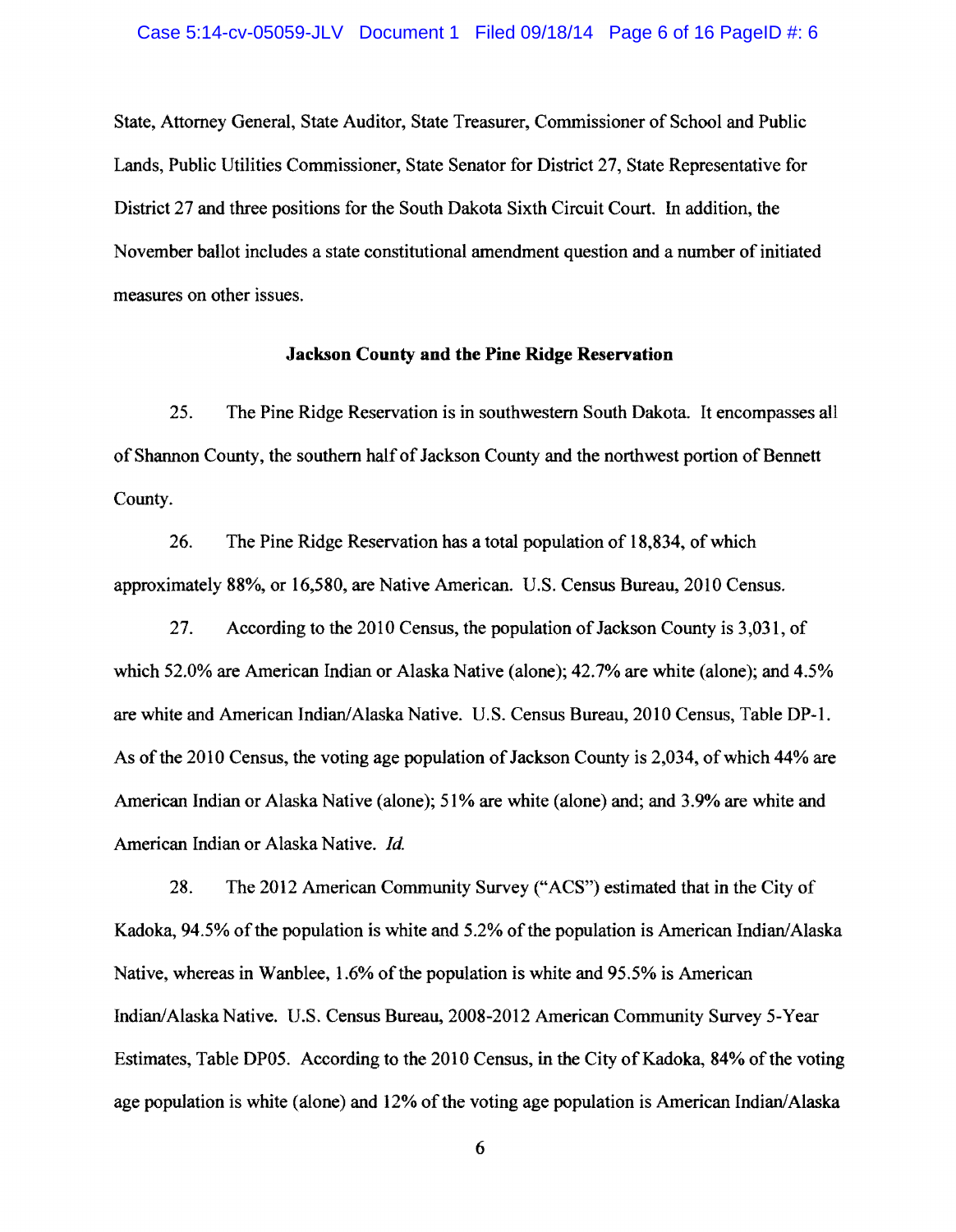State, Attorney General, State Auditor, State Treasurer, Commissioner of School and Public Lands, Public Utilities Commissioner, State Senator for District 27, State Representative for District 27 and three positions for the South Dakota Sixth Circuit Court. In addition, the November ballot includes a state constitutional amendment question and a number of initiated measures on other issues.

**Jackson County and the Pine Ridge Reservation**

25. The Pine Ridge Reservation is in southwestern South Dakota. It encompasses all of Shannon County, the southern half of Jackson County and the northwest portion of Bennett County.

26. The Pine Ridge Reservation has a total population of 18,834, of which approximately 88%, or 16,580, are Native American. U.S. Census Bureau, 2010 Census.

27. According to the 2010 Census, the population of Jackson County is 3,031, of which 52.0% are American Indian or Alaska Native (alone); 42.7% are white (alone); and 4.5% are white and American Indian/Alaska Native. U.S. Census Bureau, 2010 Census, Table DP-1. As of the 2010 Census, the voting age population of Jackson County is 2,034, of which 44% are American Indian or Alaska Native (alone); 51% are white (alone) and; and 3.9% are white and American Indian or Alaska Native. *Id.*

28. The 2012 American Community Survey ("ACS") estimated that in the City of Kadoka, 94.5% of the population is white and 5.2% of the population is American Indian/Alaska Native, whereas in Wanblee, 1.6% of the population is white and 95.5% is American Indian/Alaska Native. U.S. Census Bureau, 2008-2012 American Community Survey 5-Year Estimates, Table DP05. According to the 2010 Census, in the City of Kadoka, 84% of the voting age population is white (alone) and 12% of the voting age population is American Indian/Alaska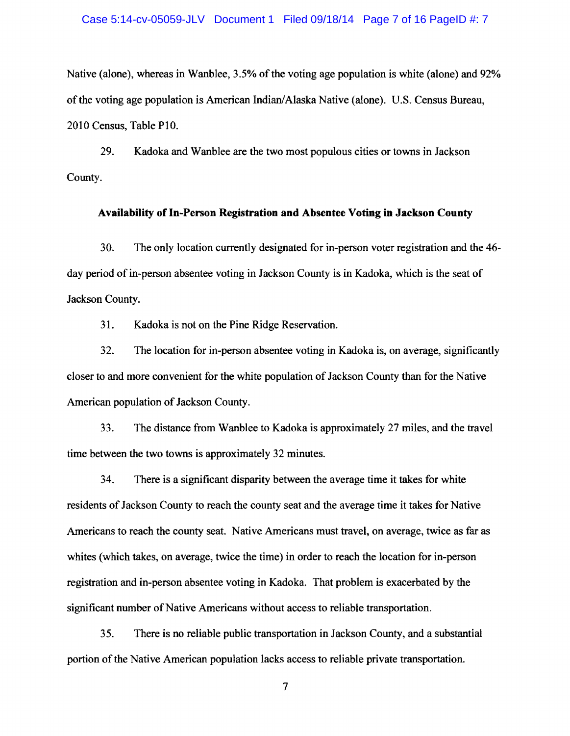Native (alone), whereas in Wanblee, 3.5% of the voting age population is white (alone) and 92% of the voting age population is American Indian/Alaska Native (alone). U.S. Census Bureau, 2010 Census, Table P10.

29. Kadoka and Wanblee are the two most populous cities or towns in Jackson County.

### Availability of In-Person Registration and Absentee Voting in Jackson County

30. The only location currently designated for in-person voter registration and the 46-day period of in-person absentee voting in Jackson County is in Kadoka, which is the seat of Jackson County.

31. Kadoka is not on the Pine Ridge Reservation.

32. The location for in-person absentee voting in Kadoka is, on average, significantly closer to and more convenient for the white population of Jackson County than for the Native American population of Jackson County.

33. The distance from Wanblee to Kadoka is approximately 27 miles, and the travel time between the two towns is approximately 32 minutes.

34. There is a significant disparity between the average time it takes for white residents of Jackson County to reach the county seat and the average time it takes for Native Americans to reach the county seat. Native Americans must travel, on average, twice as far as whites (which takes, on average, twice the time) in order to reach the location for in-person registration and in-person absentee voting in Kadoka. That problem is exacerbated by the significant number of Native Americans without access to reliable transportation.

35. There is no reliable public transportation in Jackson County, and a substantial portion of the Native American population lacks access to reliable private transportation.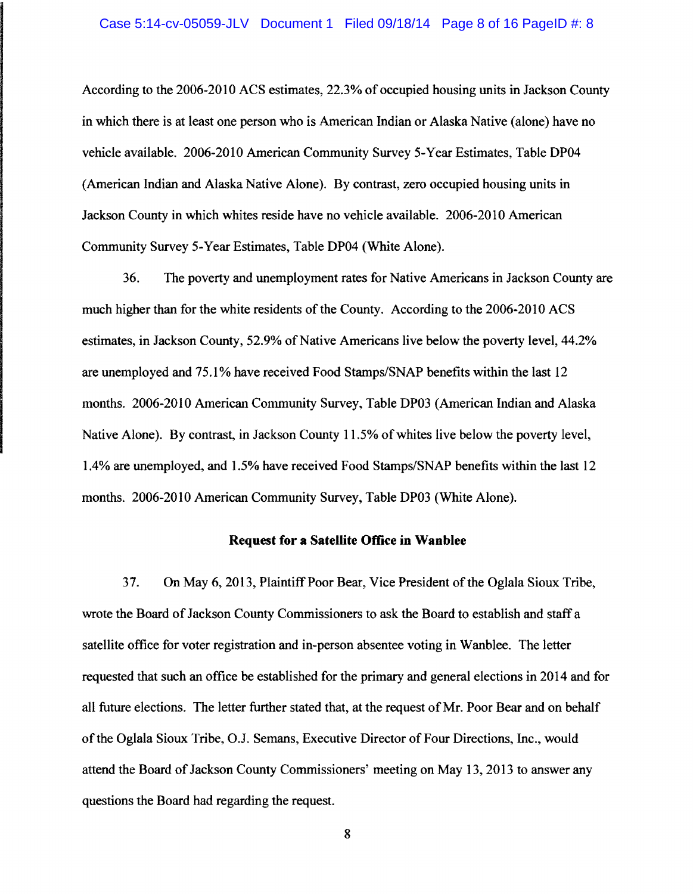According to the 2006-2010 ACS estimates, 22.3% of occupied housing units in Jackson County in which there is at least one person who is American Indian or Alaska Native (alone) have no vehicle available. 2006-2010 American Community Survey 5-Year Estimates, Table DP04 (American Indian and Alaska Native Alone). By contrast, zero occupied housing units in Jackson County in which whites reside have no vehicle available. 2006-2010 American Community Survey 5-Year Estimates, Table DP04 (White Alone).

36. The poverty and unemployment rates for Native Americans in Jackson County are much higher than for the white residents of the County. According to the 2006-2010 ACS estimates, in Jackson County, 52.9% of Native Americans live below the poverty level, 44.2% are unemployed and 75.1% have received Food Stamps/SNAP benefits within the last 12 months. 2006-2010 American Community Survey, Table DP03 (American Indian and Alaska Native Alone). By contrast, in Jackson County 11.5% of whites live below the poverty level, 1.4% are unemployed, and 1.5% have received Food Stamps/SNAP benefits within the last 12 months. 2006-2010 American Community Survey, Table DP03 (White Alone).

**Request for a Satellite Office in Wanblee**

37. On May 6, 2013, Plaintiff Poor Bear, Vice President of the Oglala Sioux Tribe, wrote the Board of Jackson County Commissioners to ask the Board to establish and staff a satellite office for voter registration and in-person absentee voting in Wanblee. The letter requested that such an office be established for the primary and general elections in 2014 and for all future elections. The letter further stated that, at the request of Mr. Poor Bear and on behalf of the Oglala Sioux Tribe, O.J. Semans, Executive Director of Four Directions, Inc., would attend the Board of Jackson County Commissioners' meeting on May 13, 2013 to answer any questions the Board had regarding the request.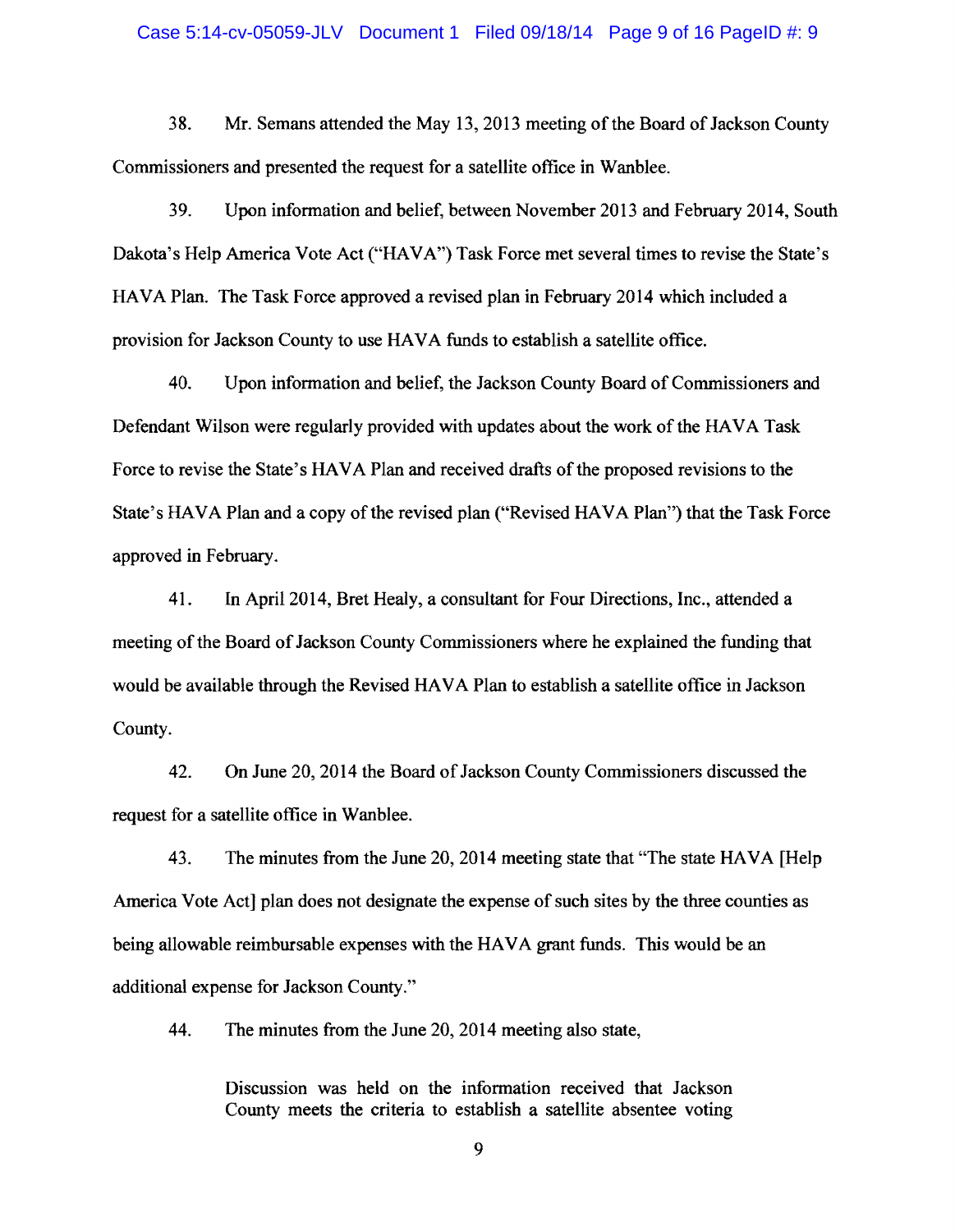38. Mr. Semans attended the May 13, 2013 meeting of the Board of Jackson County Commissioners and presented the request for a satellite office in Wanblee.

39. Upon information and belief, between November 2013 and February 2014, South Dakota's Help America Vote Act ("HAVA") Task Force met several times to revise the State's HAVA Plan. The Task Force approved a revised plan in February 2014 which included a provision for Jackson County to use HAVA funds to establish a satellite office.

40. Upon information and belief, the Jackson County Board of Commissioners and Defendant Wilson were regularly provided with updates about the work of the HAVA Task Force to revise the State's HAVA Plan and received drafts of the proposed revisions to the State's HAVA Plan and a copy of the revised plan ("Revised HAVA Plan") that the Task Force approved in February.

41. In April 2014, Bret Healy, a consultant for Four Directions, Inc., attended a meeting of the Board of Jackson County Commissioners where he explained the funding that would be available through the Revised HAVA Plan to establish a satellite office in Jackson County.

42. On June 20, 2014 the Board of Jackson County Commissioners discussed the request for a satellite office in Wanblee.

43. The minutes from the June 20, 2014 meeting state that "The state HAVA [Help America Vote Act] plan does not designate the expense of such sites by the three counties as being allowable reimbursable expenses with the HAVA grant funds. This would be an additional expense for Jackson County."

44. The minutes from the June 20, 2014 meeting also state,

> Discussion was held on the information received that Jackson County meets the criteria to establish a satellite absentee voting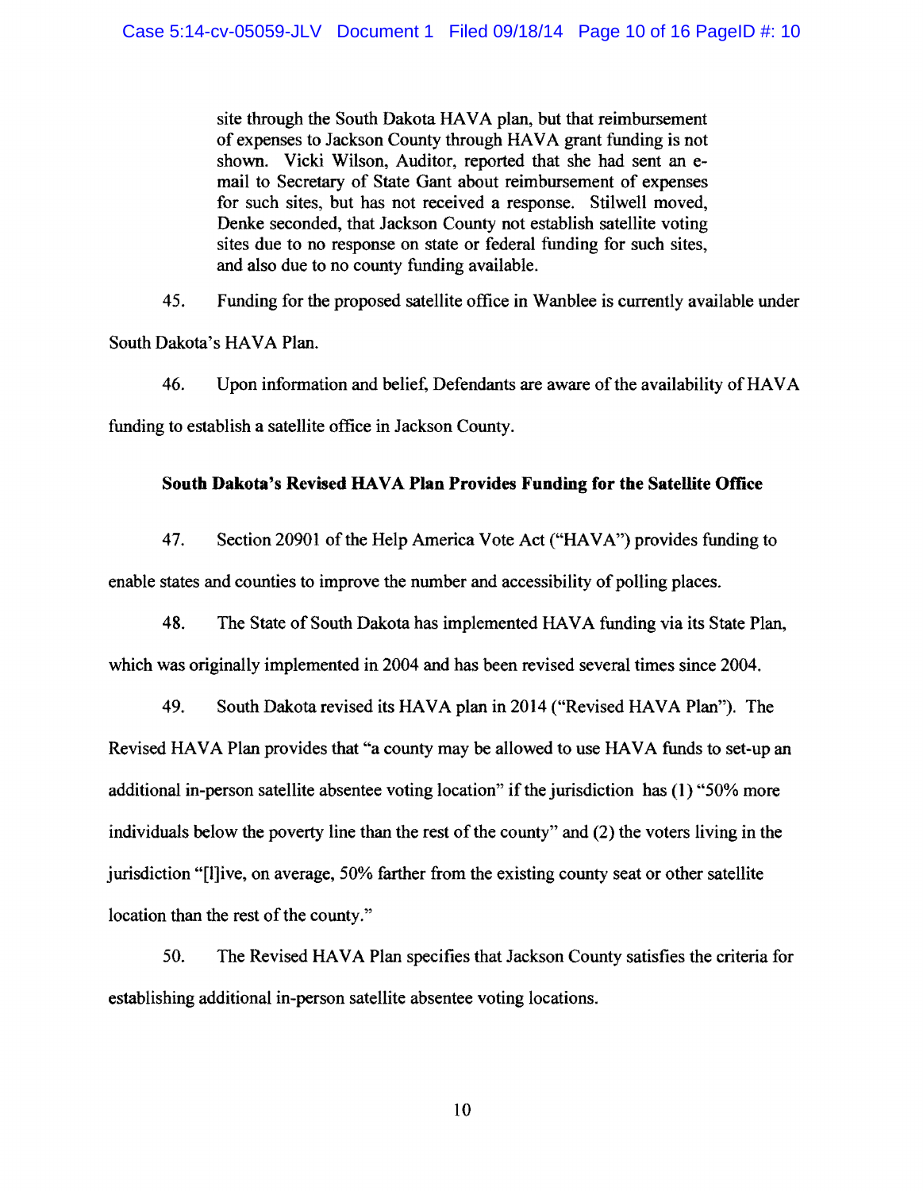> site through the South Dakota HAVA plan, but that reimbursement of expenses to Jackson County through HAVA grant funding is not shown. Vicki Wilson, Auditor, reported that she had sent an e-mail to Secretary of State Gant about reimbursement of expenses for such sites, but has not received a response. Stilwell moved, Denke seconded, that Jackson County not establish satellite voting sites due to no response on state or federal funding for such sites, and also due to no county funding available.

45. Funding for the proposed satellite office in Wanblee is currently available under South Dakota's HAVA Plan.

46. Upon information and belief, Defendants are aware of the availability of HAVA funding to establish a satellite office in Jackson County.

**South Dakota's Revised HAVA Plan Provides Funding for the Satellite Office**

47. Section 20901 of the Help America Vote Act ("HAVA") provides funding to enable states and counties to improve the number and accessibility of polling places.

48. The State of South Dakota has implemented HAVA funding via its State Plan, which was originally implemented in 2004 and has been revised several times since 2004.

49. South Dakota revised its HAVA plan in 2014 ("Revised HAVA Plan"). The Revised HAVA Plan provides that "a county may be allowed to use HAVA funds to set-up an additional in-person satellite absentee voting location" if the jurisdiction has (1) "50% more individuals below the poverty line than the rest of the county" and (2) the voters living in the jurisdiction "[l]ive, on average, 50% farther from the existing county seat or other satellite location than the rest of the county."

50. The Revised HAVA Plan specifies that Jackson County satisfies the criteria for establishing additional in-person satellite absentee voting locations.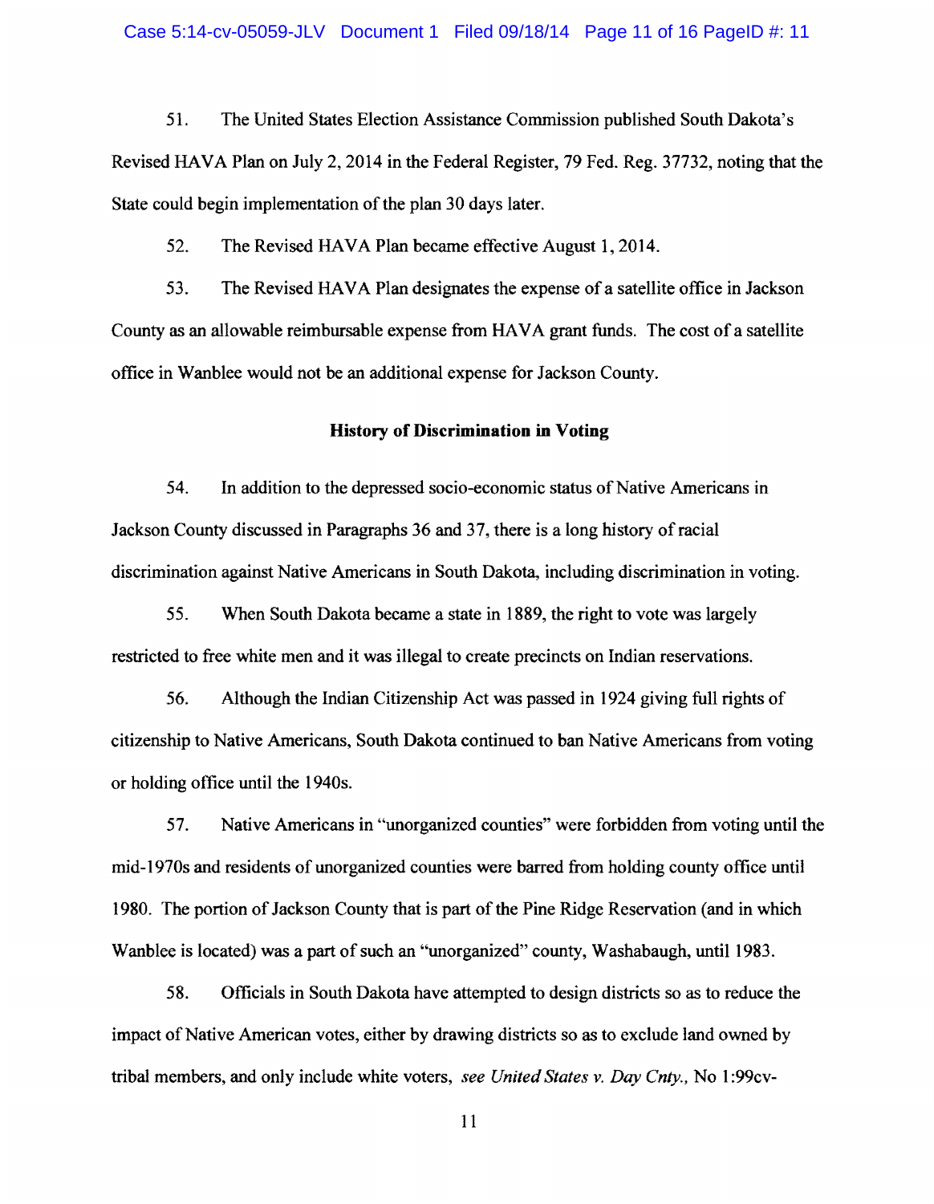51. The United States Election Assistance Commission published South Dakota's Revised HAVA Plan on July 2, 2014 in the Federal Register, 79 Fed. Reg. 37732, noting that the State could begin implementation of the plan 30 days later.

52. The Revised HAVA Plan became effective August 1, 2014.

53. The Revised HAVA Plan designates the expense of a satellite office in Jackson County as an allowable reimbursable expense from HAVA grant funds. The cost of a satellite office in Wanblee would not be an additional expense for Jackson County.

**History of Discrimination in Voting**

54. In addition to the depressed socio-economic status of Native Americans in Jackson County discussed in Paragraphs 36 and 37, there is a long history of racial discrimination against Native Americans in South Dakota, including discrimination in voting.

55. When South Dakota became a state in 1889, the right to vote was largely restricted to free white men and it was illegal to create precincts on Indian reservations.

56. Although the Indian Citizenship Act was passed in 1924 giving full rights of citizenship to Native Americans, South Dakota continued to ban Native Americans from voting or holding office until the 1940s.

57. Native Americans in "unorganized counties" were forbidden from voting until the mid-1970s and residents of unorganized counties were barred from holding county office until 1980. The portion of Jackson County that is part of the Pine Ridge Reservation (and in which Wanblee is located) was a part of such an "unorganized" county, Washabaugh, until 1983.

58. Officials in South Dakota have attempted to design districts so as to reduce the impact of Native American votes, either by drawing districts so as to exclude land owned by tribal members, and only include white voters, *see United States v. Day Cnty.*, No 1:99cv-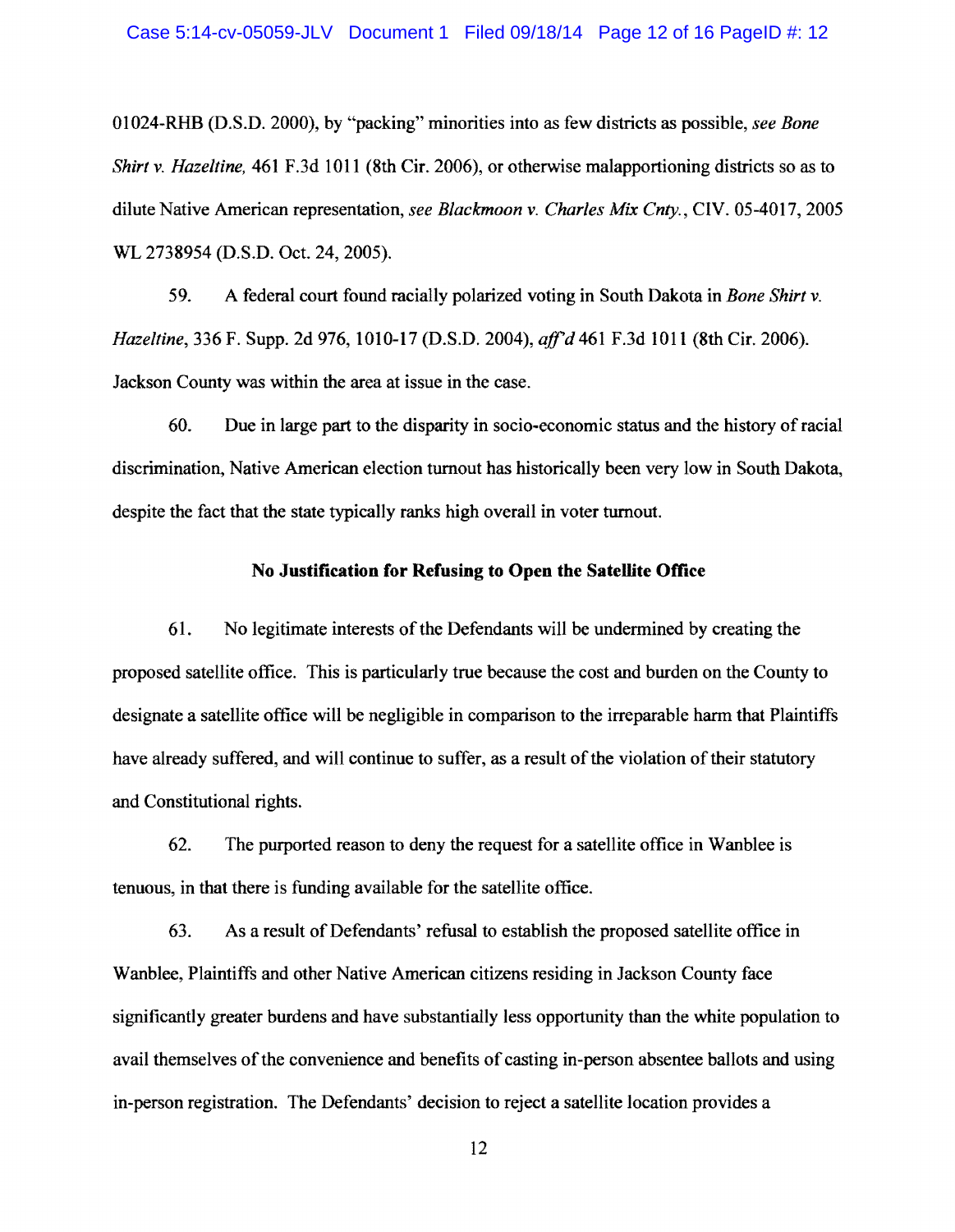01024-RHB (D.S.D. 2000), by "packing" minorities into as few districts as possible, *see Bone Shirt v. Hazeltine,* 461 F.3d 1011 (8th Cir. 2006), or otherwise malapportioning districts so as to dilute Native American representation, *see Blackmoon v. Charles Mix Cnty.*, CIV. 05-4017, 2005 WL 2738954 (D.S.D. Oct. 24, 2005).

59. A federal court found racially polarized voting in South Dakota in *Bone Shirt v. Hazeltine*, 336 F. Supp. 2d 976, 1010-17 (D.S.D. 2004), *aff'd* 461 F.3d 1011 (8th Cir. 2006). Jackson County was within the area at issue in the case.

60. Due in large part to the disparity in socio-economic status and the history of racial discrimination, Native American election turnout has historically been very low in South Dakota, despite the fact that the state typically ranks high overall in voter turnout.

**No Justification for Refusing to Open the Satellite Office**

61. No legitimate interests of the Defendants will be undermined by creating the proposed satellite office. This is particularly true because the cost and burden on the County to designate a satellite office will be negligible in comparison to the irreparable harm that Plaintiffs have already suffered, and will continue to suffer, as a result of the violation of their statutory and Constitutional rights.

62. The purported reason to deny the request for a satellite office in Wanblee is tenuous, in that there is funding available for the satellite office.

63. As a result of Defendants' refusal to establish the proposed satellite office in Wanblee, Plaintiffs and other Native American citizens residing in Jackson County face significantly greater burdens and have substantially less opportunity than the white population to avail themselves of the convenience and benefits of casting in-person absentee ballots and using in-person registration. The Defendants' decision to reject a satellite location provides a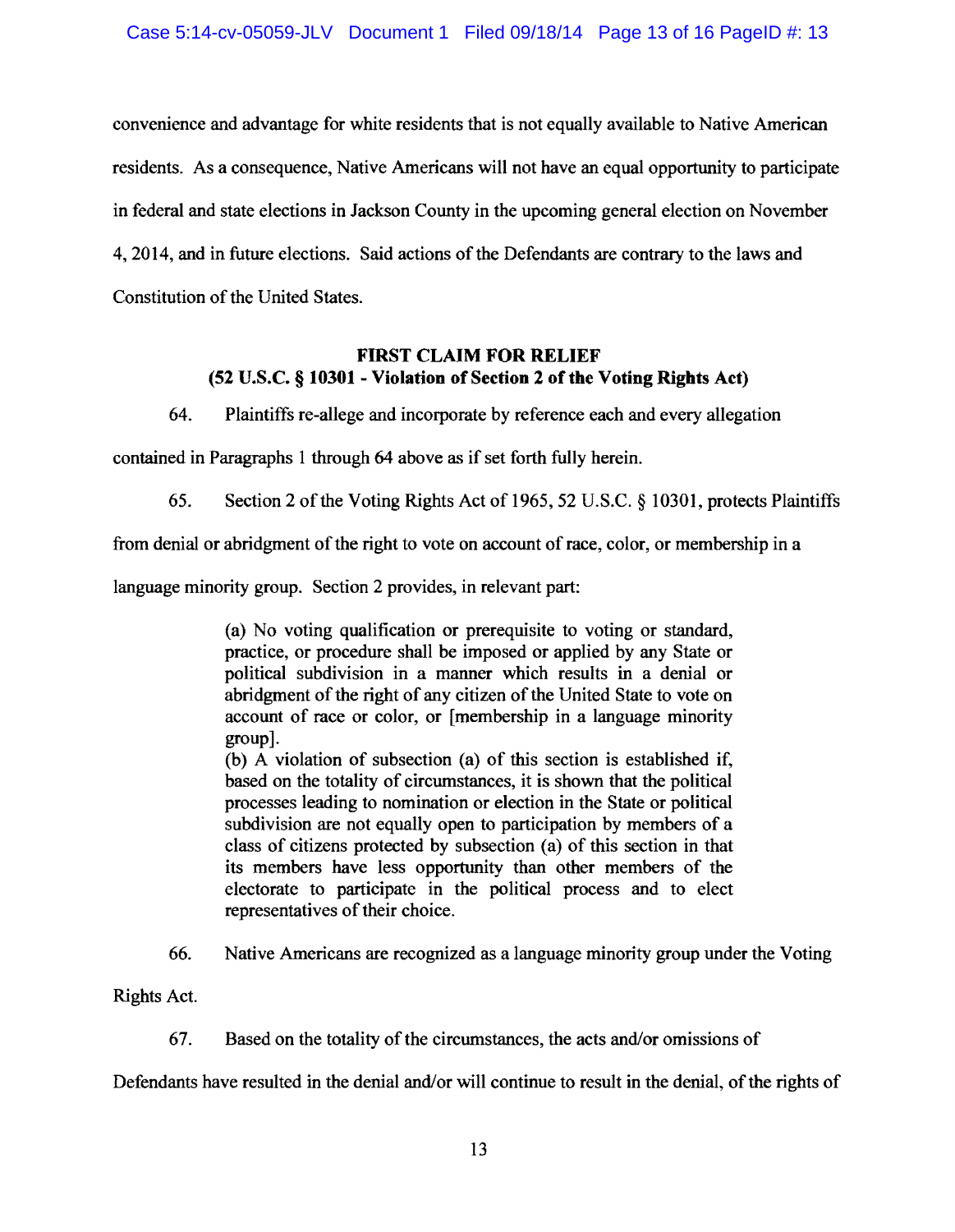convenience and advantage for white residents that is not equally available to Native American residents. As a consequence, Native Americans will not have an equal opportunity to participate in federal and state elections in Jackson County in the upcoming general election on November 4, 2014, and in future elections. Said actions of the Defendants are contrary to the laws and Constitution of the United States.

## FIRST CLAIM FOR RELIEF
### (52 U.S.C. § 10301 - Violation of Section 2 of the Voting Rights Act)

64. Plaintiffs re-allege and incorporate by reference each and every allegation contained in Paragraphs 1 through 64 above as if set forth fully herein.

65. Section 2 of the Voting Rights Act of 1965, 52 U.S.C. § 10301, protects Plaintiffs from denial or abridgment of the right to vote on account of race, color, or membership in a language minority group. Section 2 provides, in relevant part:

> (a) No voting qualification or prerequisite to voting or standard, practice, or procedure shall be imposed or applied by any State or political subdivision in a manner which results in a denial or abridgment of the right of any citizen of the United State to vote on account of race or color, or [membership in a language minority group].
> (b) A violation of subsection (a) of this section is established if, based on the totality of circumstances, it is shown that the political processes leading to nomination or election in the State or political subdivision are not equally open to participation by members of a class of citizens protected by subsection (a) of this section in that its members have less opportunity than other members of the electorate to participate in the political process and to elect representatives of their choice.

66. Native Americans are recognized as a language minority group under the Voting Rights Act.

67. Based on the totality of the circumstances, the acts and/or omissions of Defendants have resulted in the denial and/or will continue to result in the denial, of the rights of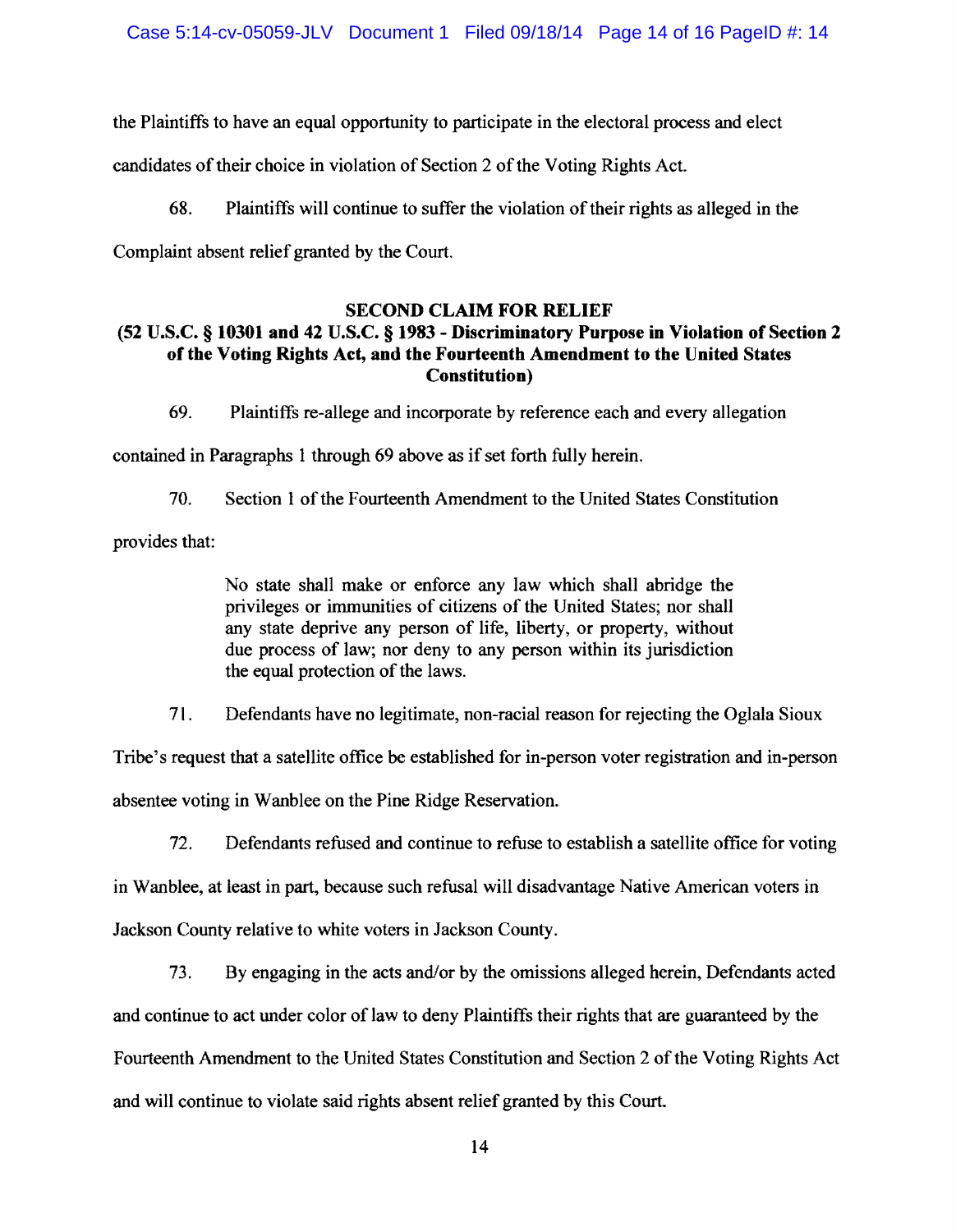the Plaintiffs to have an equal opportunity to participate in the electoral process and elect candidates of their choice in violation of Section 2 of the Voting Rights Act.

68. Plaintiffs will continue to suffer the violation of their rights as alleged in the Complaint absent relief granted by the Court.

**SECOND CLAIM FOR RELIEF**
**(52 U.S.C. § 10301 and 42 U.S.C. § 1983 - Discriminatory Purpose in Violation of Section 2 of the Voting Rights Act, and the Fourteenth Amendment to the United States Constitution)**

69. Plaintiffs re-allege and incorporate by reference each and every allegation contained in Paragraphs 1 through 69 above as if set forth fully herein.

70. Section 1 of the Fourteenth Amendment to the United States Constitution provides that:

> No state shall make or enforce any law which shall abridge the privileges or immunities of citizens of the United States; nor shall any state deprive any person of life, liberty, or property, without due process of law; nor deny to any person within its jurisdiction the equal protection of the laws.

71. Defendants have no legitimate, non-racial reason for rejecting the Oglala Sioux Tribe's request that a satellite office be established for in-person voter registration and in-person absentee voting in Wanblee on the Pine Ridge Reservation.

72. Defendants refused and continue to refuse to establish a satellite office for voting in Wanblee, at least in part, because such refusal will disadvantage Native American voters in Jackson County relative to white voters in Jackson County.

73. By engaging in the acts and/or by the omissions alleged herein, Defendants acted and continue to act under color of law to deny Plaintiffs their rights that are guaranteed by the Fourteenth Amendment to the United States Constitution and Section 2 of the Voting Rights Act and will continue to violate said rights absent relief granted by this Court.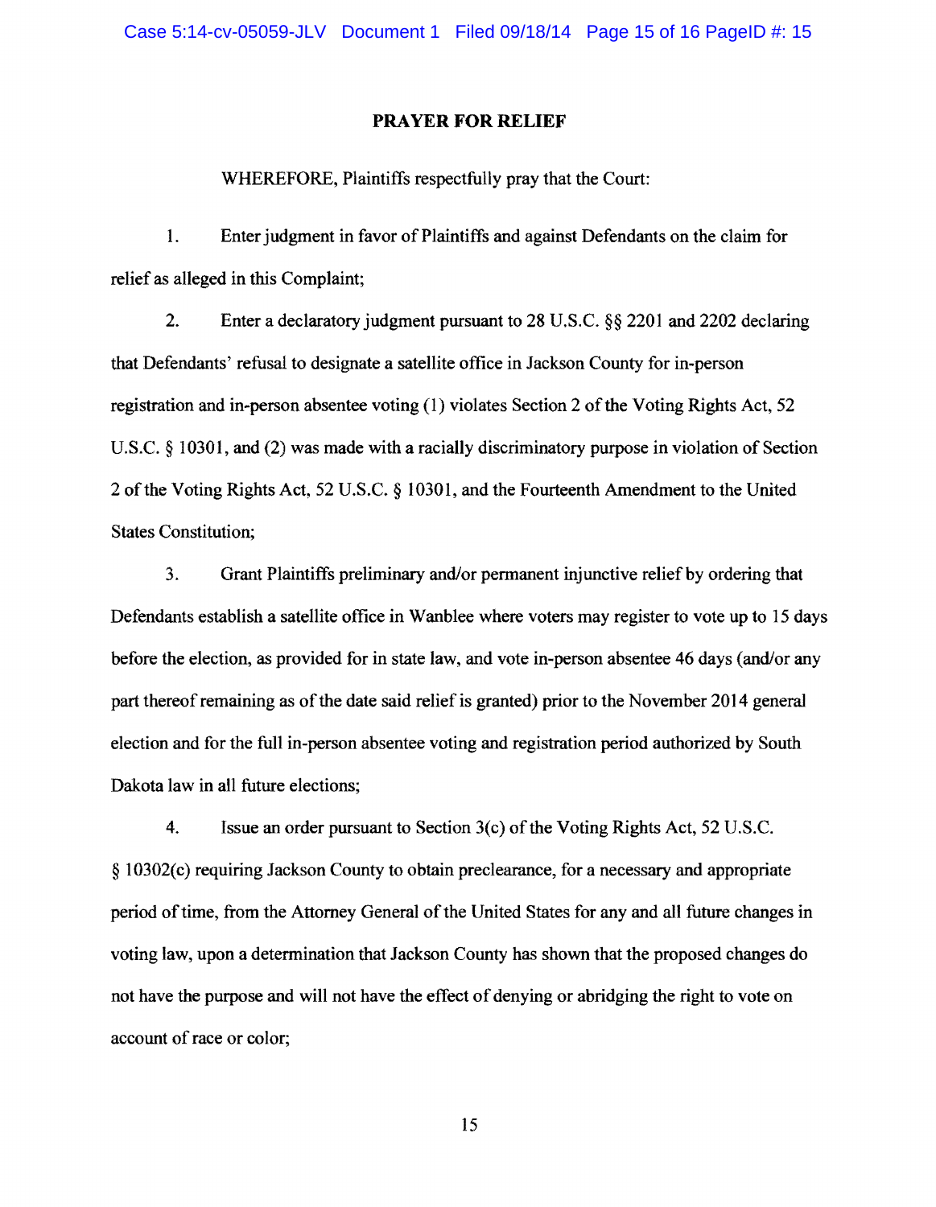## PRAYER FOR RELIEF

WHEREFORE, Plaintiffs respectfully pray that the Court:

1. Enter judgment in favor of Plaintiffs and against Defendants on the claim for relief as alleged in this Complaint;

2. Enter a declaratory judgment pursuant to 28 U.S.C. §§ 2201 and 2202 declaring that Defendants' refusal to designate a satellite office in Jackson County for in-person registration and in-person absentee voting (1) violates Section 2 of the Voting Rights Act, 52 U.S.C. § 10301, and (2) was made with a racially discriminatory purpose in violation of Section 2 of the Voting Rights Act, 52 U.S.C. § 10301, and the Fourteenth Amendment to the United States Constitution;

3. Grant Plaintiffs preliminary and/or permanent injunctive relief by ordering that Defendants establish a satellite office in Wanblee where voters may register to vote up to 15 days before the election, as provided for in state law, and vote in-person absentee 46 days (and/or any part thereof remaining as of the date said relief is granted) prior to the November 2014 general election and for the full in-person absentee voting and registration period authorized by South Dakota law in all future elections;

4. Issue an order pursuant to Section 3(c) of the Voting Rights Act, 52 U.S.C. § 10302(c) requiring Jackson County to obtain preclearance, for a necessary and appropriate period of time, from the Attorney General of the United States for any and all future changes in voting law, upon a determination that Jackson County has shown that the proposed changes do not have the purpose and will not have the effect of denying or abridging the right to vote on account of race or color;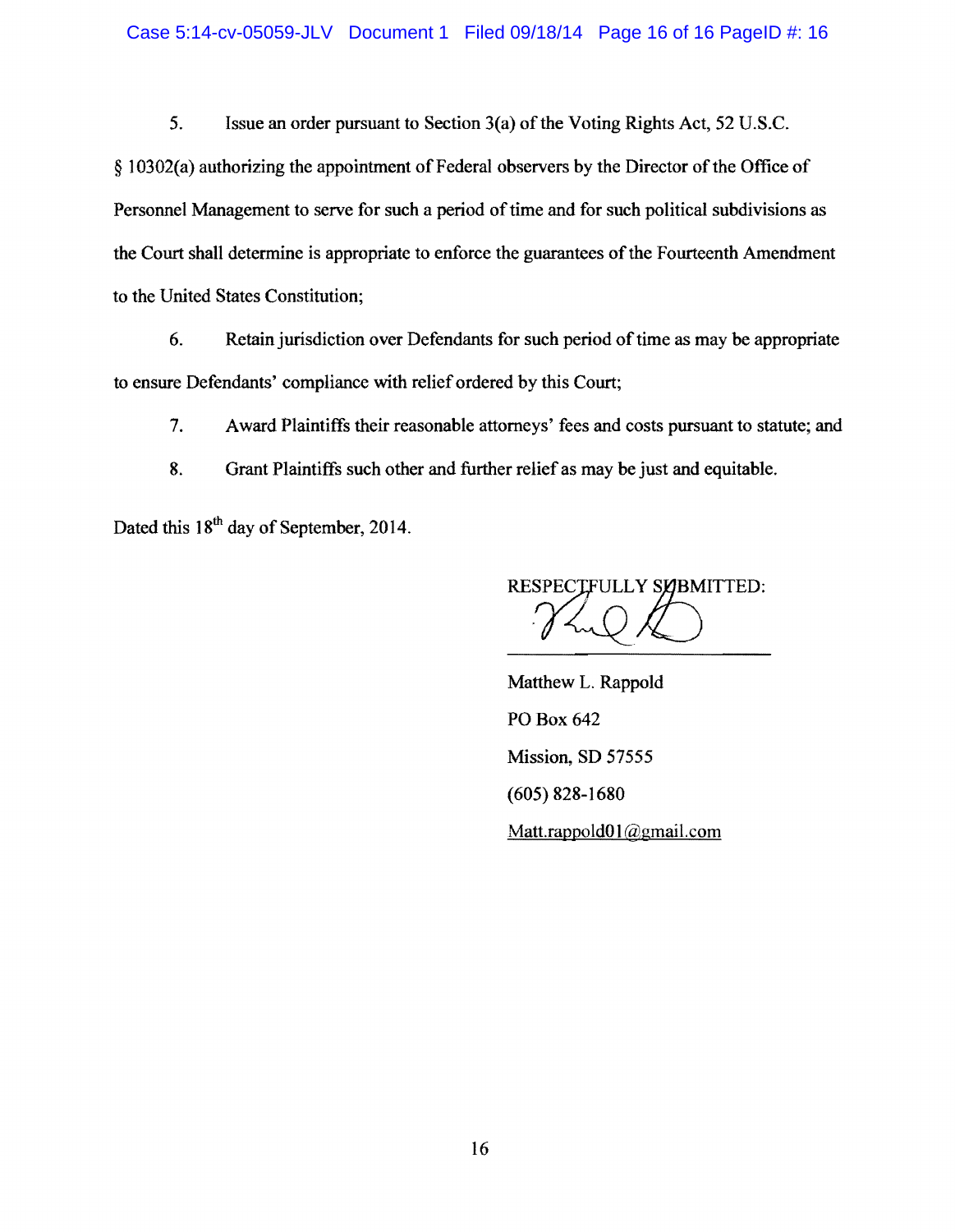5. Issue an order pursuant to Section 3(a) of the Voting Rights Act, 52 U.S.C. § 10302(a) authorizing the appointment of Federal observers by the Director of the Office of Personnel Management to serve for such a period of time and for such political subdivisions as the Court shall determine is appropriate to enforce the guarantees of the Fourteenth Amendment to the United States Constitution;

6. Retain jurisdiction over Defendants for such period of time as may be appropriate to ensure Defendants' compliance with relief ordered by this Court;

7. Award Plaintiffs their reasonable attorneys' fees and costs pursuant to statute; and

8. Grant Plaintiffs such other and further relief as may be just and equitable.

Dated this 18th day of September, 2014.

RESPECTFULLY SUBMITTED:

Matthew L. Rappold
PO Box 642
Mission, SD 57555
(605) 828-1680
Matt.rappold01@gmail.com